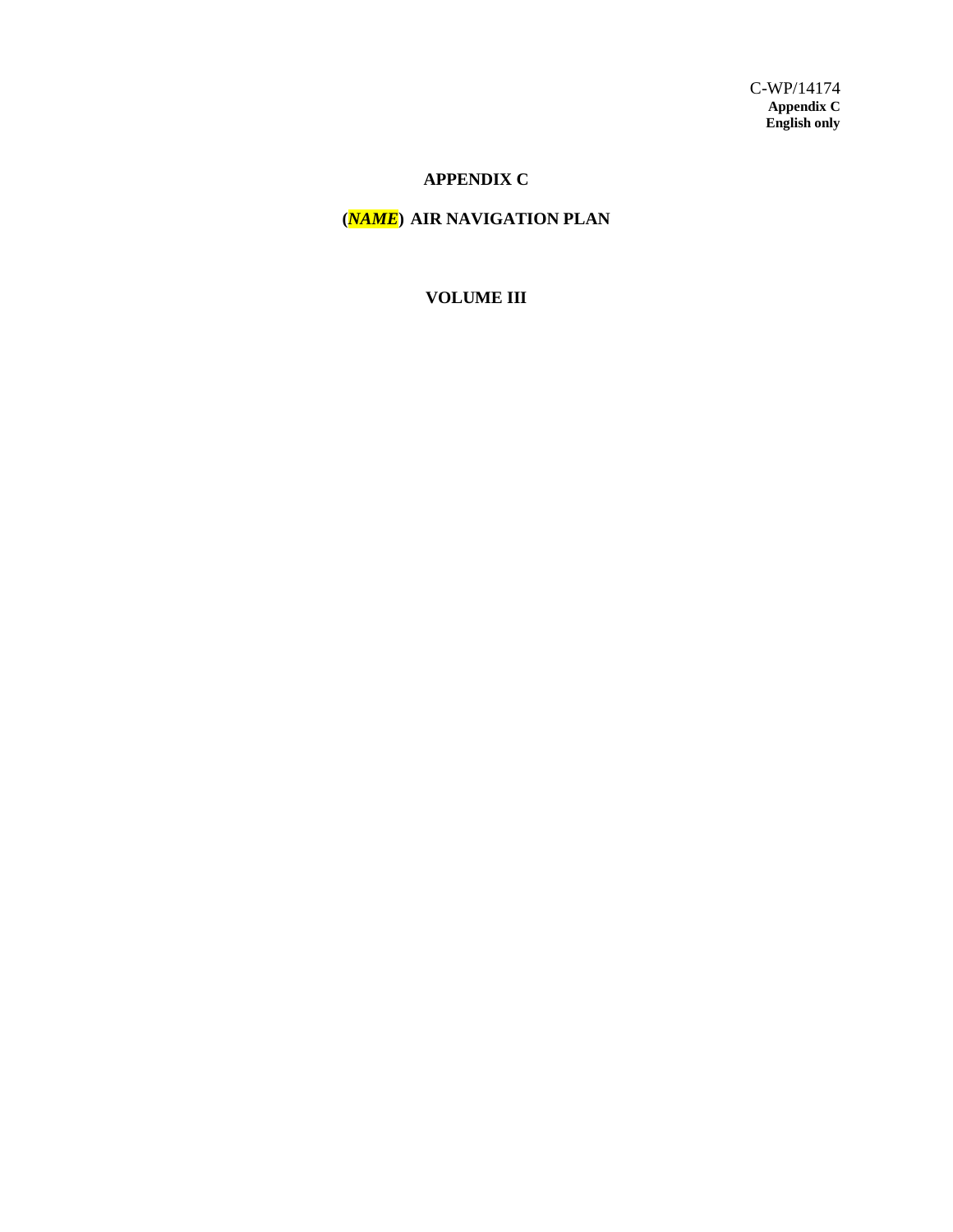C-WP/14174
**Appendix C**
**English only**

# APPENDIX C

# (*NAME*) AIR NAVIGATION PLAN

## VOLUME III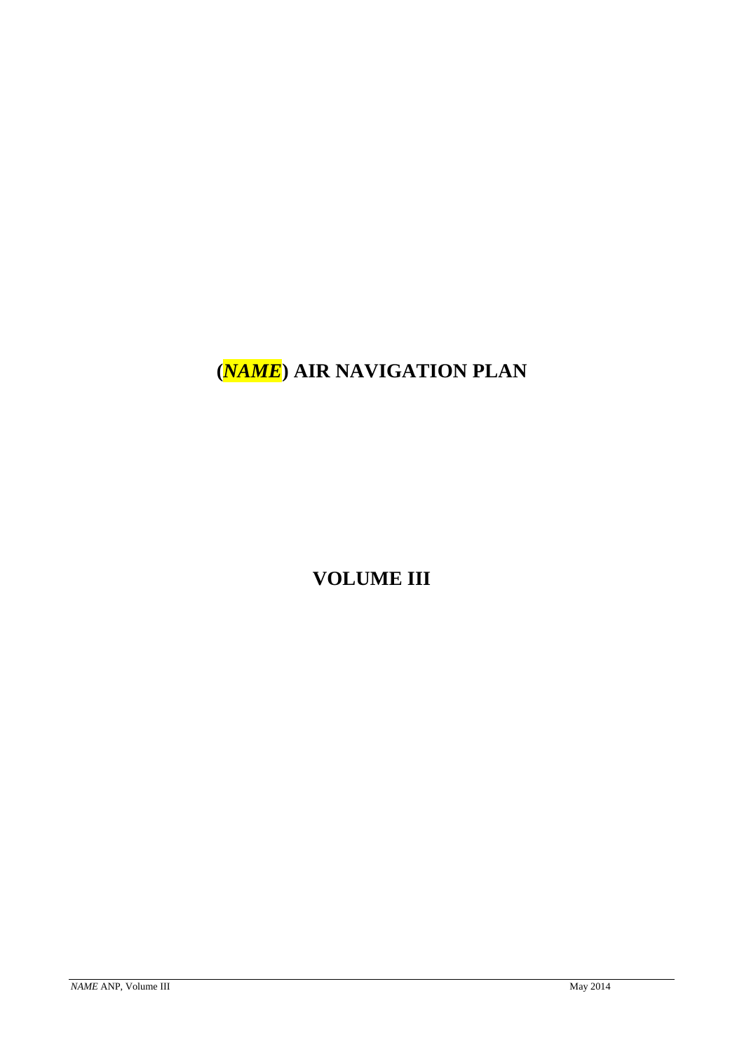# (*NAME*) AIR NAVIGATION PLAN

# VOLUME III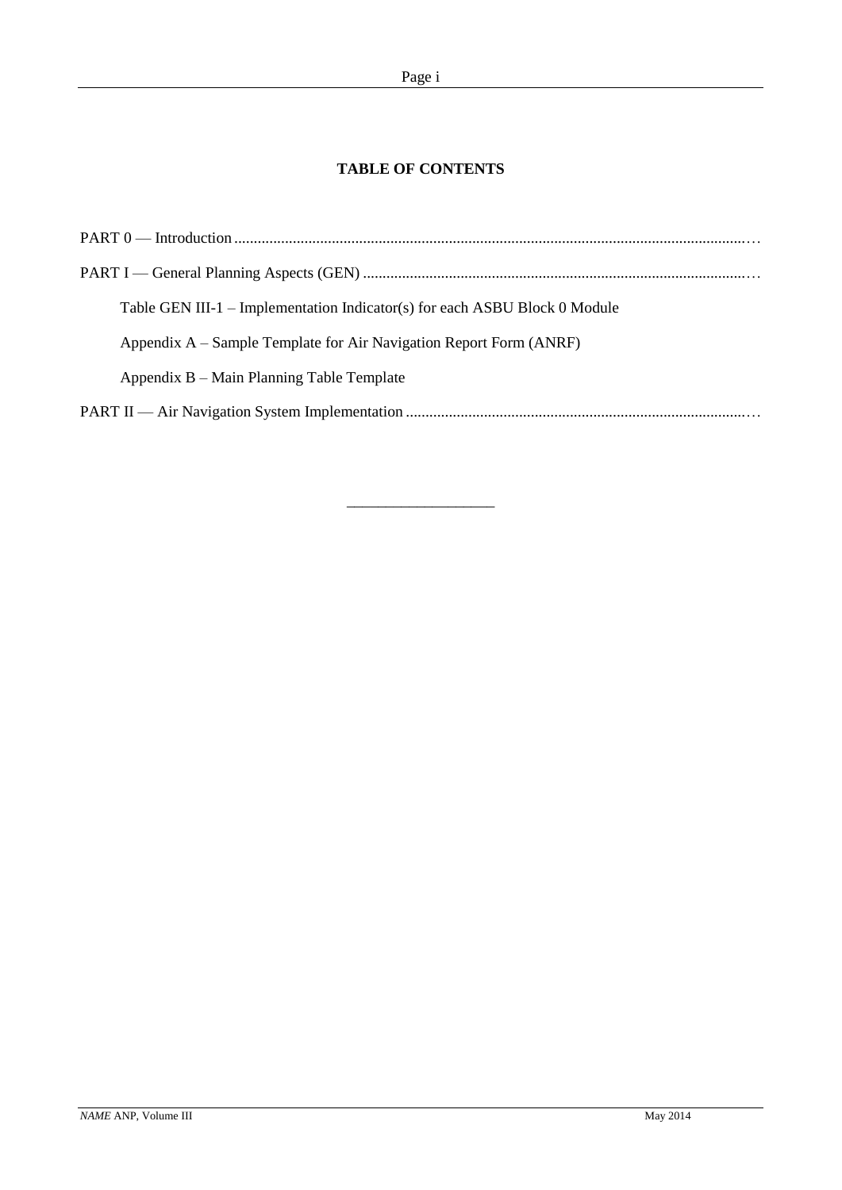## TABLE OF CONTENTS

PART 0 — Introduction…

PART I — General Planning Aspects (GEN)…

- Table GEN III-1 – Implementation Indicator(s) for each ASBU Block 0 Module
- Appendix A – Sample Template for Air Navigation Report Form (ANRF)
- Appendix B – Main Planning Table Template

PART II — Air Navigation System Implementation…

---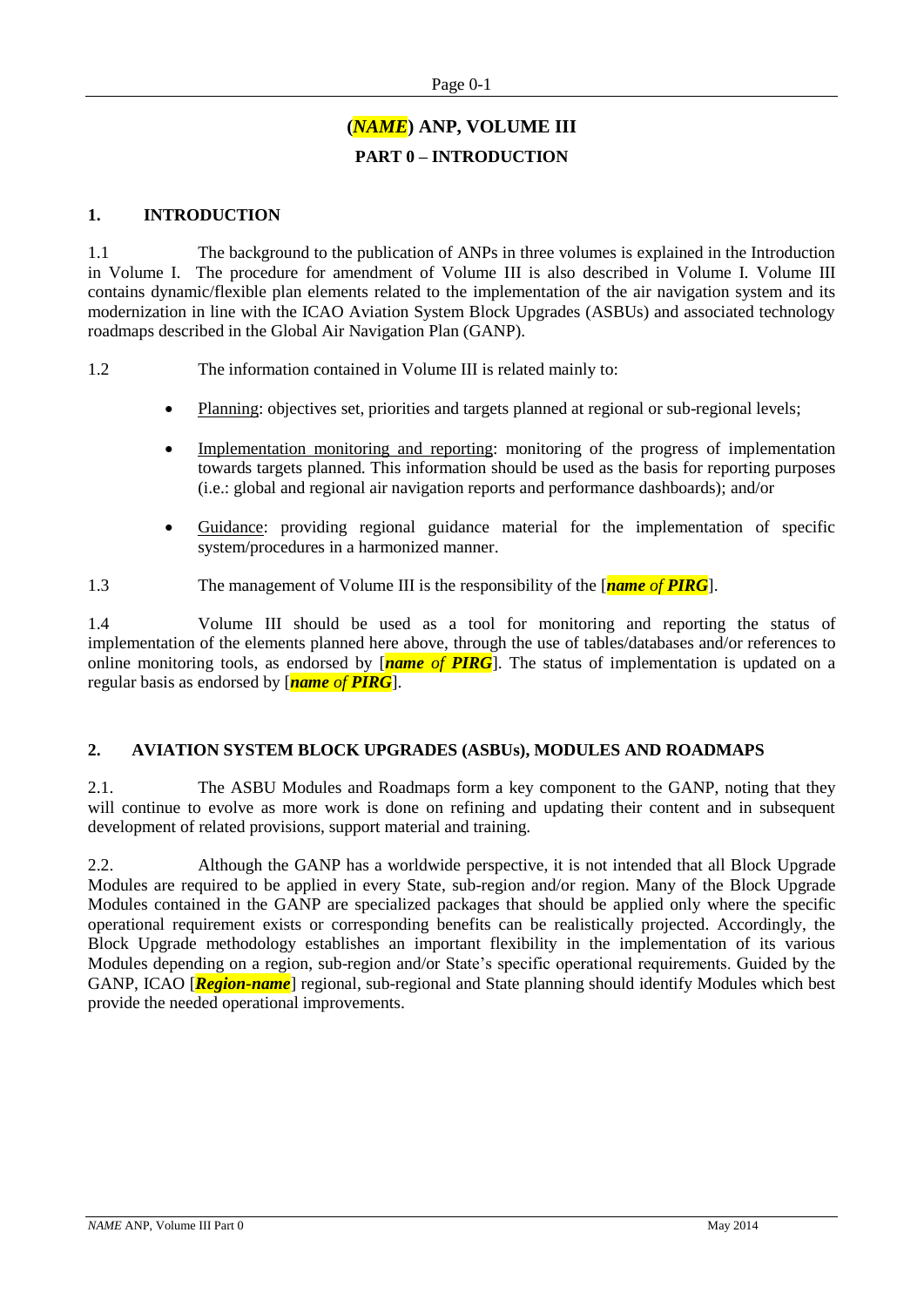# (*NAME*) ANP, VOLUME III

## PART 0 – INTRODUCTION

### 1. INTRODUCTION

1.1 The background to the publication of ANPs in three volumes is explained in the Introduction in Volume I. The procedure for amendment of Volume III is also described in Volume I. Volume III contains dynamic/flexible plan elements related to the implementation of the air navigation system and its modernization in line with the ICAO Aviation System Block Upgrades (ASBUs) and associated technology roadmaps described in the Global Air Navigation Plan (GANP).

1.2 The information contained in Volume III is related mainly to:

- Planning: objectives set, priorities and targets planned at regional or sub-regional levels;
- Implementation monitoring and reporting: monitoring of the progress of implementation towards targets planned. This information should be used as the basis for reporting purposes (i.e.: global and regional air navigation reports and performance dashboards); and/or
- Guidance: providing regional guidance material for the implementation of specific system/procedures in a harmonized manner.

1.3 The management of Volume III is the responsibility of the [***name of PIRG***].

1.4 Volume III should be used as a tool for monitoring and reporting the status of implementation of the elements planned here above, through the use of tables/databases and/or references to online monitoring tools, as endorsed by [***name of PIRG***]. The status of implementation is updated on a regular basis as endorsed by [***name of PIRG***].

### 2. AVIATION SYSTEM BLOCK UPGRADES (ASBUs), MODULES AND ROADMAPS

2.1. The ASBU Modules and Roadmaps form a key component to the GANP, noting that they will continue to evolve as more work is done on refining and updating their content and in subsequent development of related provisions, support material and training.

2.2. Although the GANP has a worldwide perspective, it is not intended that all Block Upgrade Modules are required to be applied in every State, sub-region and/or region. Many of the Block Upgrade Modules contained in the GANP are specialized packages that should be applied only where the specific operational requirement exists or corresponding benefits can be realistically projected. Accordingly, the Block Upgrade methodology establishes an important flexibility in the implementation of its various Modules depending on a region, sub-region and/or State's specific operational requirements. Guided by the GANP, ICAO [***Region-name***] regional, sub-regional and State planning should identify Modules which best provide the needed operational improvements.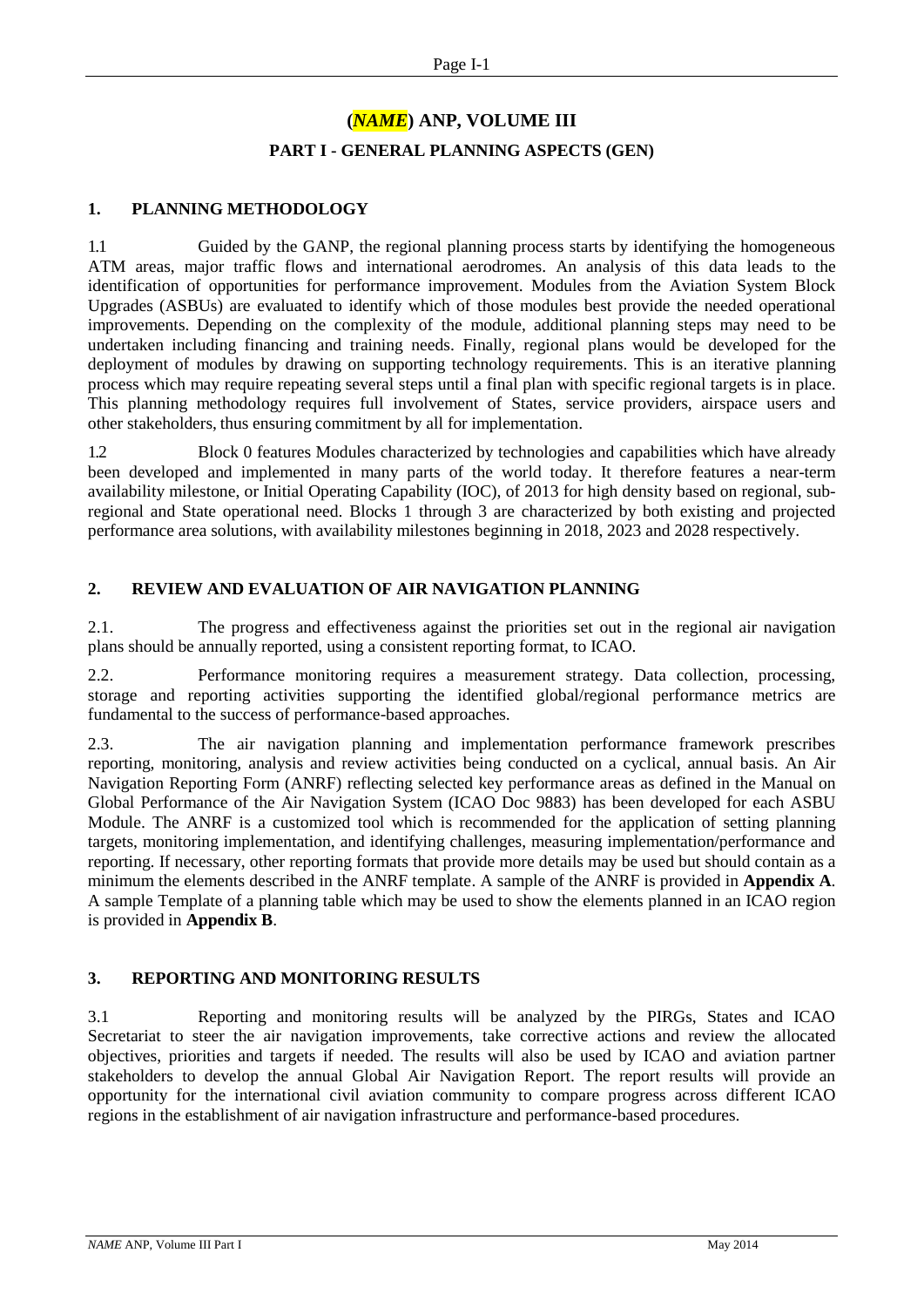# (*NAME*) ANP, VOLUME III

## PART I - GENERAL PLANNING ASPECTS (GEN)

### 1. PLANNING METHODOLOGY

1.1 Guided by the GANP, the regional planning process starts by identifying the homogeneous ATM areas, major traffic flows and international aerodromes. An analysis of this data leads to the identification of opportunities for performance improvement. Modules from the Aviation System Block Upgrades (ASBUs) are evaluated to identify which of those modules best provide the needed operational improvements. Depending on the complexity of the module, additional planning steps may need to be undertaken including financing and training needs. Finally, regional plans would be developed for the deployment of modules by drawing on supporting technology requirements. This is an iterative planning process which may require repeating several steps until a final plan with specific regional targets is in place. This planning methodology requires full involvement of States, service providers, airspace users and other stakeholders, thus ensuring commitment by all for implementation.

1.2 Block 0 features Modules characterized by technologies and capabilities which have already been developed and implemented in many parts of the world today. It therefore features a near-term availability milestone, or Initial Operating Capability (IOC), of 2013 for high density based on regional, sub-regional and State operational need. Blocks 1 through 3 are characterized by both existing and projected performance area solutions, with availability milestones beginning in 2018, 2023 and 2028 respectively.

### 2. REVIEW AND EVALUATION OF AIR NAVIGATION PLANNING

2.1. The progress and effectiveness against the priorities set out in the regional air navigation plans should be annually reported, using a consistent reporting format, to ICAO.

2.2. Performance monitoring requires a measurement strategy. Data collection, processing, storage and reporting activities supporting the identified global/regional performance metrics are fundamental to the success of performance-based approaches.

2.3. The air navigation planning and implementation performance framework prescribes reporting, monitoring, analysis and review activities being conducted on a cyclical, annual basis. An Air Navigation Reporting Form (ANRF) reflecting selected key performance areas as defined in the Manual on Global Performance of the Air Navigation System (ICAO Doc 9883) has been developed for each ASBU Module. The ANRF is a customized tool which is recommended for the application of setting planning targets, monitoring implementation, and identifying challenges, measuring implementation/performance and reporting. If necessary, other reporting formats that provide more details may be used but should contain as a minimum the elements described in the ANRF template. A sample of the ANRF is provided in **Appendix A**. A sample Template of a planning table which may be used to show the elements planned in an ICAO region is provided in **Appendix B**.

### 3. REPORTING AND MONITORING RESULTS

3.1 Reporting and monitoring results will be analyzed by the PIRGs, States and ICAO Secretariat to steer the air navigation improvements, take corrective actions and review the allocated objectives, priorities and targets if needed. The results will also be used by ICAO and aviation partner stakeholders to develop the annual Global Air Navigation Report. The report results will provide an opportunity for the international civil aviation community to compare progress across different ICAO regions in the establishment of air navigation infrastructure and performance-based procedures.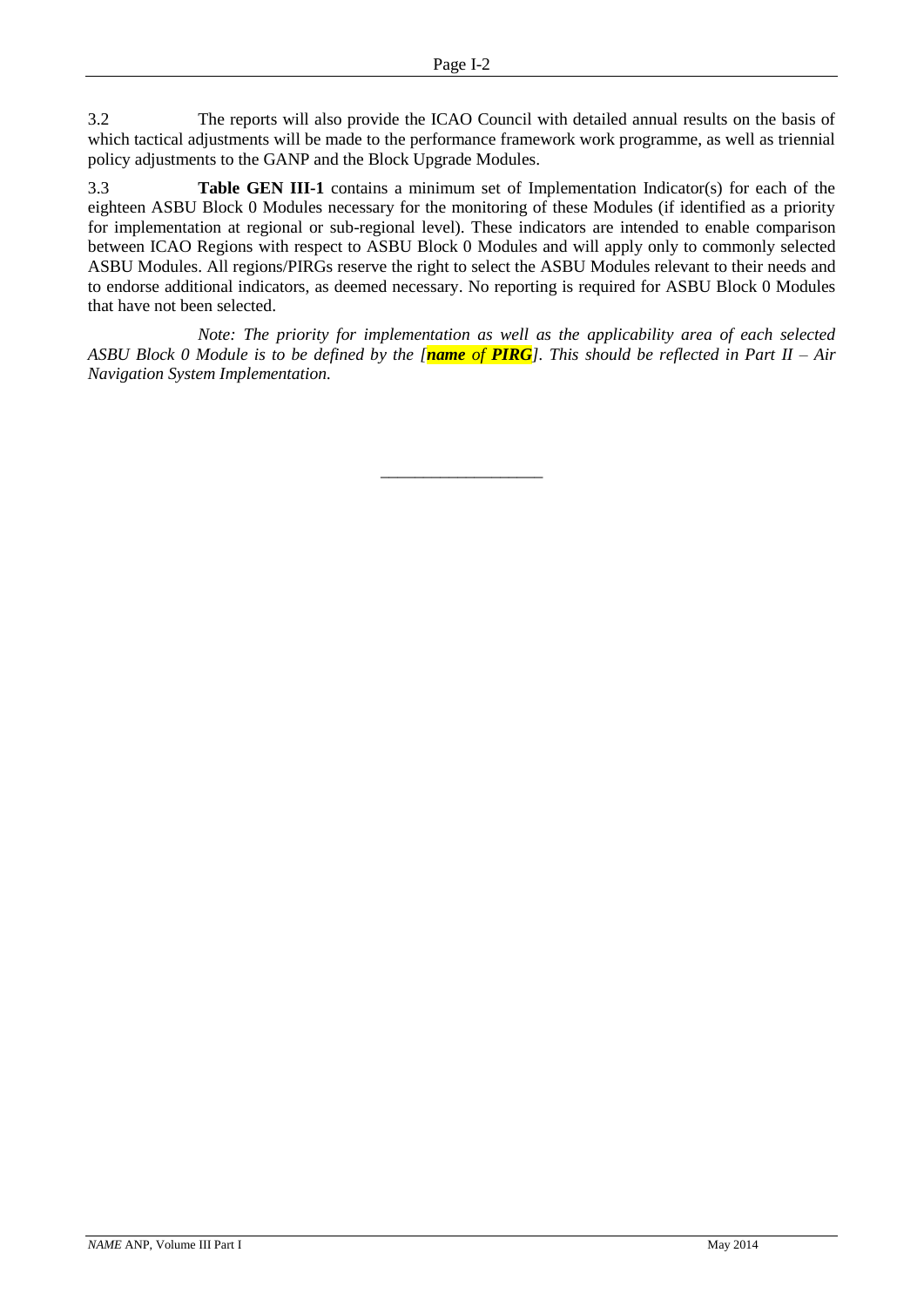3.2 The reports will also provide the ICAO Council with detailed annual results on the basis of which tactical adjustments will be made to the performance framework work programme, as well as triennial policy adjustments to the GANP and the Block Upgrade Modules.

3.3 **Table GEN III-1** contains a minimum set of Implementation Indicator(s) for each of the eighteen ASBU Block 0 Modules necessary for the monitoring of these Modules (if identified as a priority for implementation at regional or sub-regional level). These indicators are intended to enable comparison between ICAO Regions with respect to ASBU Block 0 Modules and will apply only to commonly selected ASBU Modules. All regions/PIRGs reserve the right to select the ASBU Modules relevant to their needs and to endorse additional indicators, as deemed necessary. No reporting is required for ASBU Block 0 Modules that have not been selected.

*Note: The priority for implementation as well as the applicability area of each selected ASBU Block 0 Module is to be defined by the [**name** of **PIRG**]. This should be reflected in Part II – Air Navigation System Implementation.*

---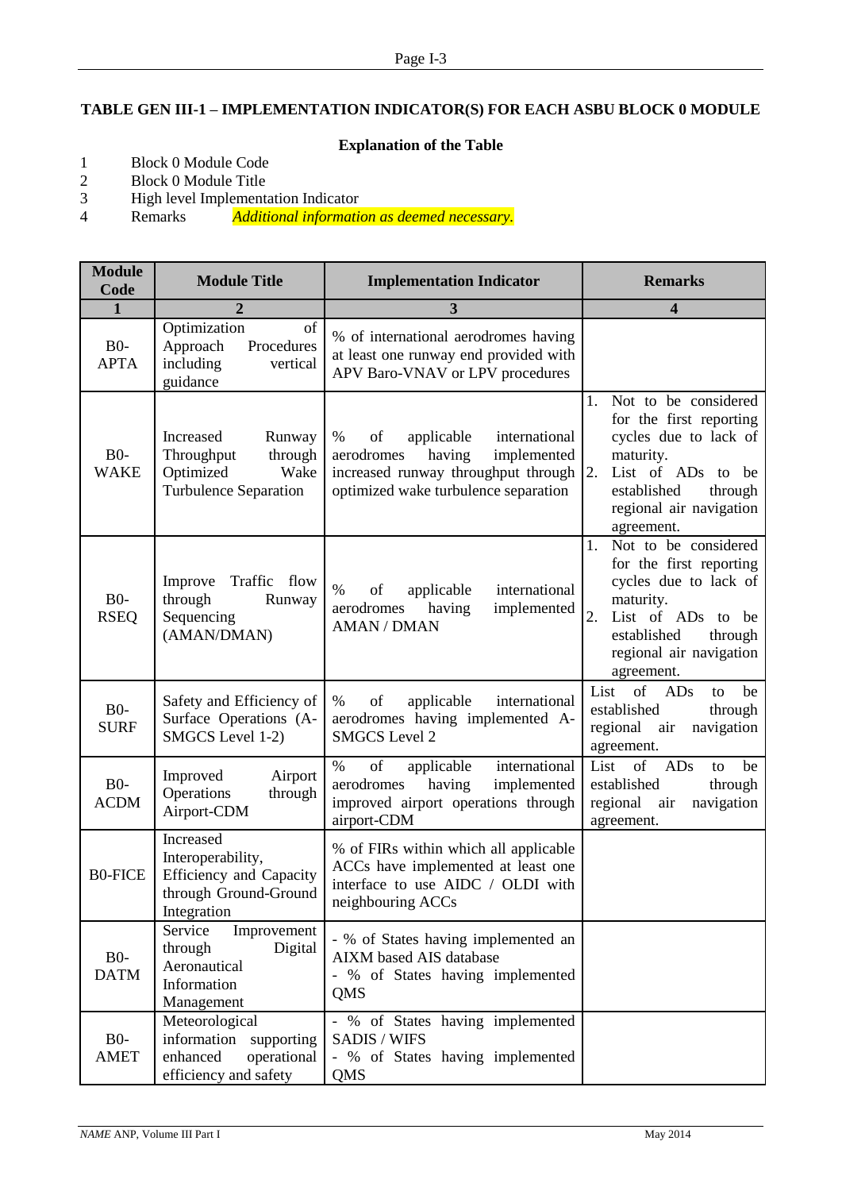## TABLE GEN III-1 – IMPLEMENTATION INDICATOR(S) FOR EACH ASBU BLOCK 0 MODULE

**Explanation of the Table**

1 Block 0 Module Code
2 Block 0 Module Title
3 High level Implementation Indicator
4 Remarks *Additional information as deemed necessary.*

| Module Code | Module Title | Implementation Indicator | Remarks |
|---|---|---|---|
| **1** | **2** | **3** | **4** |
| B0-APTA | Optimization of Approach Procedures including vertical guidance | % of international aerodromes having at least one runway end provided with APV Baro-VNAV or LPV procedures | |
| B0-WAKE | Increased Runway Throughput through Optimized Wake Turbulence Separation | % of applicable international aerodromes having implemented increased runway throughput through optimized wake turbulence separation | 1. Not to be considered for the first reporting cycles due to lack of maturity.<br>2. List of ADs to be established through regional air navigation agreement. |
| B0-RSEQ | Improve Traffic flow through Runway Sequencing (AMAN/DMAN) | % of applicable international aerodromes having implemented AMAN / DMAN | 1. Not to be considered for the first reporting cycles due to lack of maturity.<br>2. List of ADs to be established through regional air navigation agreement. |
| B0-SURF | Safety and Efficiency of Surface Operations (A-SMGCS Level 1-2) | % of applicable international aerodromes having implemented A-SMGCS Level 2 | List of ADs to be established through regional air navigation agreement. |
| B0-ACDM | Improved Airport Operations through Airport-CDM | % of applicable international aerodromes having implemented improved airport operations through airport-CDM | List of ADs to be established through regional air navigation agreement. |
| B0-FICE | Increased Interoperability, Efficiency and Capacity through Ground-Ground Integration | % of FIRs within which all applicable ACCs have implemented at least one interface to use AIDC / OLDI with neighbouring ACCs | |
| B0-DATM | Service Improvement through Digital Aeronautical Information Management | - % of States having implemented an AIXM based AIS database<br>- % of States having implemented QMS | |
| B0-AMET | Meteorological information supporting enhanced operational efficiency and safety | - % of States having implemented SADIS / WIFS<br>- % of States having implemented QMS | |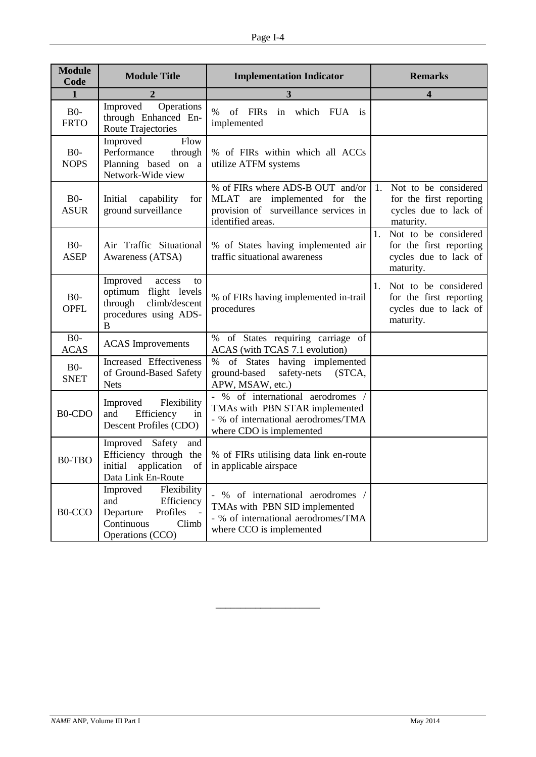| Module Code | Module Title | Implementation Indicator | Remarks |
|---|---|---|---|
| 1 | 2 | 3 | 4 |
| B0-FRTO | Improved Operations through Enhanced En-Route Trajectories | % of FIRs in which FUA is implemented | |
| B0-NOPS | Improved Flow Performance through Planning based on a Network-Wide view | % of FIRs within which all ACCs utilize ATFM systems | |
| B0-ASUR | Initial capability for ground surveillance | % of FIRs where ADS-B OUT and/or MLAT are implemented for the provision of surveillance services in identified areas. | 1. Not to be considered for the first reporting cycles due to lack of maturity. |
| B0-ASEP | Air Traffic Situational Awareness (ATSA) | % of States having implemented air traffic situational awareness | 1. Not to be considered for the first reporting cycles due to lack of maturity. |
| B0-OPFL | Improved access to optimum flight levels through climb/descent procedures using ADS-B | % of FIRs having implemented in-trail procedures | 1. Not to be considered for the first reporting cycles due to lack of maturity. |
| B0-ACAS | ACAS Improvements | % of States requiring carriage of ACAS (with TCAS 7.1 evolution) | |
| B0-SNET | Increased Effectiveness of Ground-Based Safety Nets | % of States having implemented ground-based safety-nets (STCA, APW, MSAW, etc.) | |
| B0-CDO | Improved Flexibility and Efficiency in Descent Profiles (CDO) | - % of international aerodromes / TMAs with PBN STAR implemented<br>- % of international aerodromes/TMA where CDO is implemented | |
| B0-TBO | Improved Safety and Efficiency through the initial application of Data Link En-Route | % of FIRs utilising data link en-route in applicable airspace | |
| B0-CCO | Improved Flexibility and Efficiency Departure Profiles - Continuous Climb Operations (CCO) | - % of international aerodromes / TMAs with PBN SID implemented<br>- % of international aerodromes/TMA where CCO is implemented | |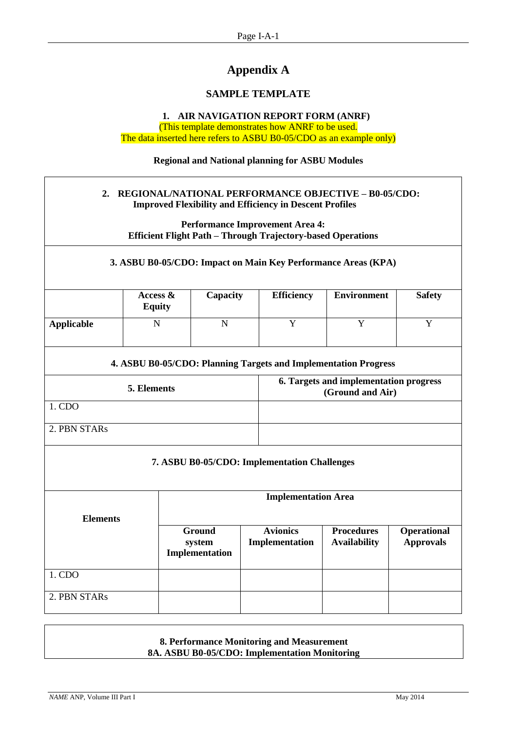# Appendix A

## SAMPLE TEMPLATE

### 1. AIR NAVIGATION REPORT FORM (ANRF)

(This template demonstrates how ANRF to be used.
The data inserted here refers to ASBU B0-05/CDO as an example only)

**Regional and National planning for ASBU Modules**

**2. REGIONAL/NATIONAL PERFORMANCE OBJECTIVE – B0-05/CDO: Improved Flexibility and Efficiency in Descent Profiles**

**Performance Improvement Area 4:**
**Efficient Flight Path – Through Trajectory-based Operations**

**3. ASBU B0-05/CDO: Impact on Main Key Performance Areas (KPA)**

| | Access & Equity | Capacity | Efficiency | Environment | Safety |
|---|---|---|---|---|---|
| **Applicable** | N | N | Y | Y | Y |

**4. ASBU B0-05/CDO: Planning Targets and Implementation Progress**

| 5. Elements | 6. Targets and implementation progress (Ground and Air) |
|---|---|
| 1. CDO | |
| 2. PBN STARs | |

**7. ASBU B0-05/CDO: Implementation Challenges**

| Elements | Implementation Area | | | |
|---|---|---|---|---|
| | Ground system Implementation | Avionics Implementation | Procedures Availability | Operational Approvals |
| 1. CDO | | | | |
| 2. PBN STARs | | | | |

**8. Performance Monitoring and Measurement**
**8A. ASBU B0-05/CDO: Implementation Monitoring**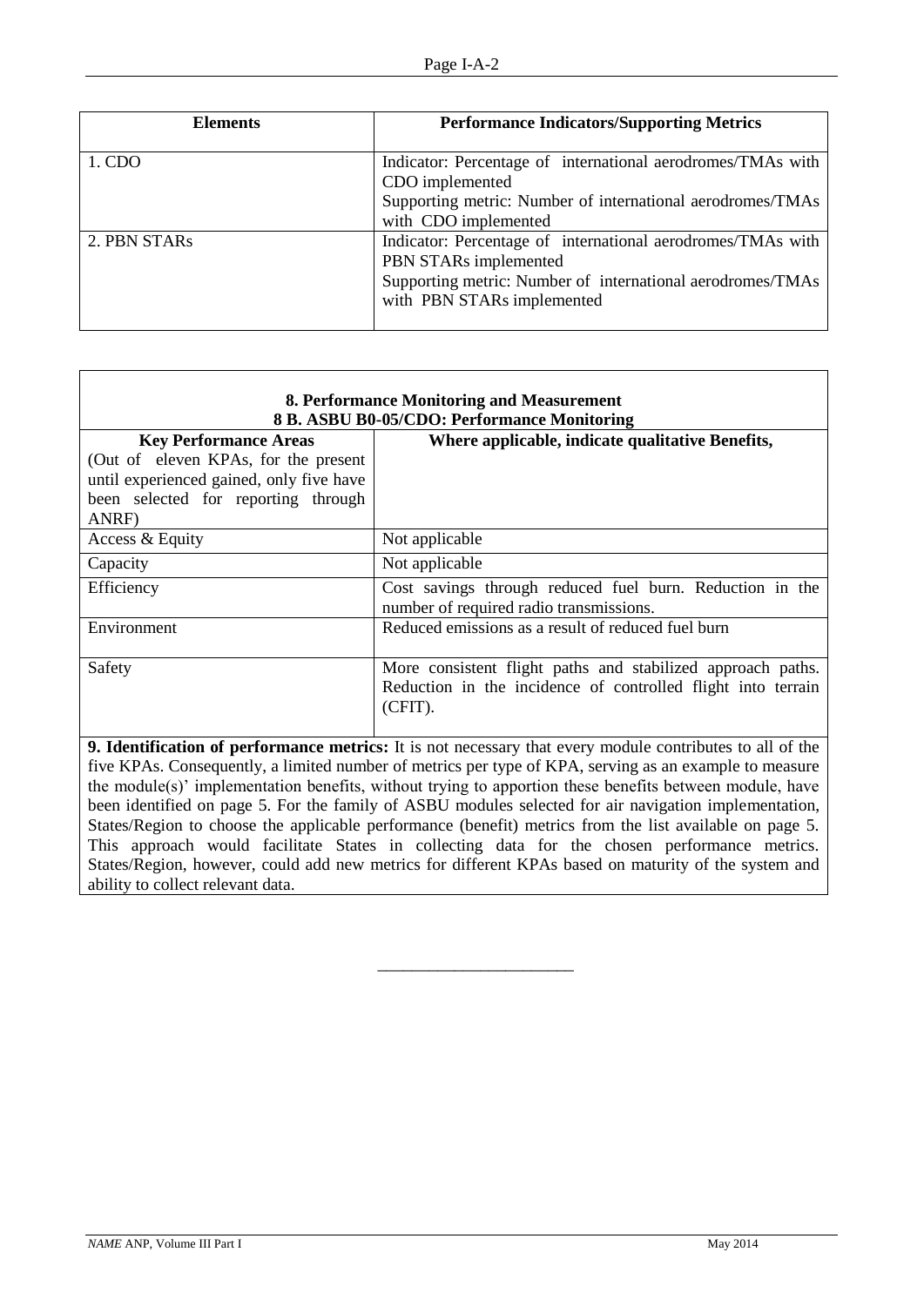| Elements | Performance Indicators/Supporting Metrics |
|---|---|
| 1. CDO | Indicator: Percentage of international aerodromes/TMAs with CDO implemented<br>Supporting metric: Number of international aerodromes/TMAs with CDO implemented |
| 2. PBN STARs | Indicator: Percentage of international aerodromes/TMAs with PBN STARs implemented<br>Supporting metric: Number of international aerodromes/TMAs with PBN STARs implemented |

| **8. Performance Monitoring and Measurement**<br>**8 B. ASBU B0-05/CDO: Performance Monitoring** | |
|---|---|
| **Key Performance Areas**<br>(Out of eleven KPAs, for the present until experienced gained, only five have been selected for reporting through ANRF) | **Where applicable, indicate qualitative Benefits,** |
| Access & Equity | Not applicable |
| Capacity | Not applicable |
| Efficiency | Cost savings through reduced fuel burn. Reduction in the number of required radio transmissions. |
| Environment | Reduced emissions as a result of reduced fuel burn |
| Safety | More consistent flight paths and stabilized approach paths. Reduction in the incidence of controlled flight into terrain (CFIT). |

**9. Identification of performance metrics:** It is not necessary that every module contributes to all of the five KPAs. Consequently, a limited number of metrics per type of KPA, serving as an example to measure the module(s)' implementation benefits, without trying to apportion these benefits between module, have been identified on page 5. For the family of ASBU modules selected for air navigation implementation, States/Region to choose the applicable performance (benefit) metrics from the list available on page 5. This approach would facilitate States in collecting data for the chosen performance metrics. States/Region, however, could add new metrics for different KPAs based on maturity of the system and ability to collect relevant data.

---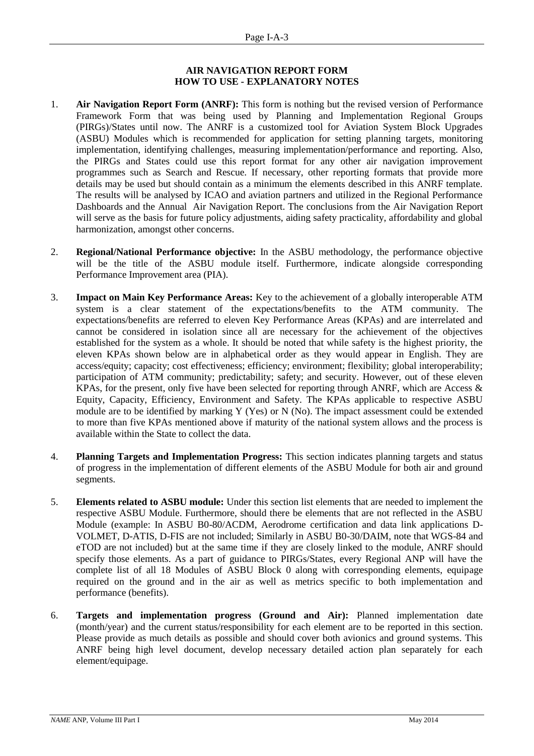## AIR NAVIGATION REPORT FORM
## HOW TO USE - EXPLANATORY NOTES

1. **Air Navigation Report Form (ANRF):** This form is nothing but the revised version of Performance Framework Form that was being used by Planning and Implementation Regional Groups (PIRGs)/States until now. The ANRF is a customized tool for Aviation System Block Upgrades (ASBU) Modules which is recommended for application for setting planning targets, monitoring implementation, identifying challenges, measuring implementation/performance and reporting. Also, the PIRGs and States could use this report format for any other air navigation improvement programmes such as Search and Rescue. If necessary, other reporting formats that provide more details may be used but should contain as a minimum the elements described in this ANRF template. The results will be analysed by ICAO and aviation partners and utilized in the Regional Performance Dashboards and the Annual Air Navigation Report. The conclusions from the Air Navigation Report will serve as the basis for future policy adjustments, aiding safety practicality, affordability and global harmonization, amongst other concerns.

2. **Regional/National Performance objective:** In the ASBU methodology, the performance objective will be the title of the ASBU module itself. Furthermore, indicate alongside corresponding Performance Improvement area (PIA).

3. **Impact on Main Key Performance Areas:** Key to the achievement of a globally interoperable ATM system is a clear statement of the expectations/benefits to the ATM community. The expectations/benefits are referred to eleven Key Performance Areas (KPAs) and are interrelated and cannot be considered in isolation since all are necessary for the achievement of the objectives established for the system as a whole. It should be noted that while safety is the highest priority, the eleven KPAs shown below are in alphabetical order as they would appear in English. They are access/equity; capacity; cost effectiveness; efficiency; environment; flexibility; global interoperability; participation of ATM community; predictability; safety; and security. However, out of these eleven KPAs, for the present, only five have been selected for reporting through ANRF, which are Access & Equity, Capacity, Efficiency, Environment and Safety. The KPAs applicable to respective ASBU module are to be identified by marking Y (Yes) or N (No). The impact assessment could be extended to more than five KPAs mentioned above if maturity of the national system allows and the process is available within the State to collect the data.

4. **Planning Targets and Implementation Progress:** This section indicates planning targets and status of progress in the implementation of different elements of the ASBU Module for both air and ground segments.

5. **Elements related to ASBU module:** Under this section list elements that are needed to implement the respective ASBU Module. Furthermore, should there be elements that are not reflected in the ASBU Module (example: In ASBU B0-80/ACDM, Aerodrome certification and data link applications D-VOLMET, D-ATIS, D-FIS are not included; Similarly in ASBU B0-30/DAIM, note that WGS-84 and eTOD are not included) but at the same time if they are closely linked to the module, ANRF should specify those elements. As a part of guidance to PIRGs/States, every Regional ANP will have the complete list of all 18 Modules of ASBU Block 0 along with corresponding elements, equipage required on the ground and in the air as well as metrics specific to both implementation and performance (benefits).

6. **Targets and implementation progress (Ground and Air):** Planned implementation date (month/year) and the current status/responsibility for each element are to be reported in this section. Please provide as much details as possible and should cover both avionics and ground systems. This ANRF being high level document, develop necessary detailed action plan separately for each element/equipage.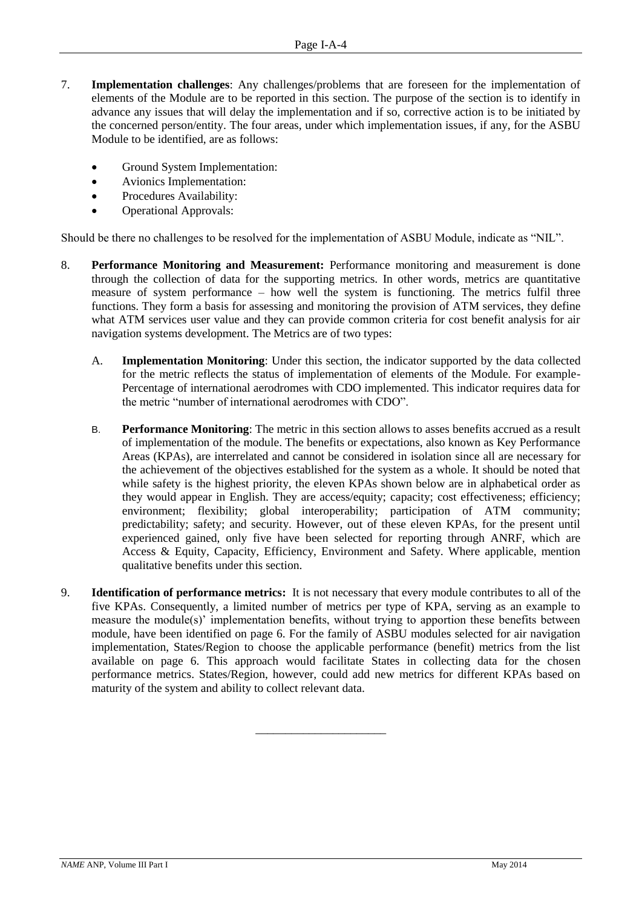7. **Implementation challenges**: Any challenges/problems that are foreseen for the implementation of elements of the Module are to be reported in this section. The purpose of the section is to identify in advance any issues that will delay the implementation and if so, corrective action is to be initiated by the concerned person/entity. The four areas, under which implementation issues, if any, for the ASBU Module to be identified, are as follows:

   - Ground System Implementation:
   - Avionics Implementation:
   - Procedures Availability:
   - Operational Approvals:

Should be there no challenges to be resolved for the implementation of ASBU Module, indicate as "NIL".

8. **Performance Monitoring and Measurement:** Performance monitoring and measurement is done through the collection of data for the supporting metrics. In other words, metrics are quantitative measure of system performance – how well the system is functioning. The metrics fulfil three functions. They form a basis for assessing and monitoring the provision of ATM services, they define what ATM services user value and they can provide common criteria for cost benefit analysis for air navigation systems development. The Metrics are of two types:

   A. **Implementation Monitoring**: Under this section, the indicator supported by the data collected for the metric reflects the status of implementation of elements of the Module. For example- Percentage of international aerodromes with CDO implemented. This indicator requires data for the metric "number of international aerodromes with CDO".

   B. **Performance Monitoring**: The metric in this section allows to asses benefits accrued as a result of implementation of the module. The benefits or expectations, also known as Key Performance Areas (KPAs), are interrelated and cannot be considered in isolation since all are necessary for the achievement of the objectives established for the system as a whole. It should be noted that while safety is the highest priority, the eleven KPAs shown below are in alphabetical order as they would appear in English. They are access/equity; capacity; cost effectiveness; efficiency; environment; flexibility; global interoperability; participation of ATM community; predictability; safety; and security. However, out of these eleven KPAs, for the present until experienced gained, only five have been selected for reporting through ANRF, which are Access & Equity, Capacity, Efficiency, Environment and Safety. Where applicable, mention qualitative benefits under this section.

9. **Identification of performance metrics:** It is not necessary that every module contributes to all of the five KPAs. Consequently, a limited number of metrics per type of KPA, serving as an example to measure the module(s)' implementation benefits, without trying to apportion these benefits between module, have been identified on page 6. For the family of ASBU modules selected for air navigation implementation, States/Region to choose the applicable performance (benefit) metrics from the list available on page 6. This approach would facilitate States in collecting data for the chosen performance metrics. States/Region, however, could add new metrics for different KPAs based on maturity of the system and ability to collect relevant data.

---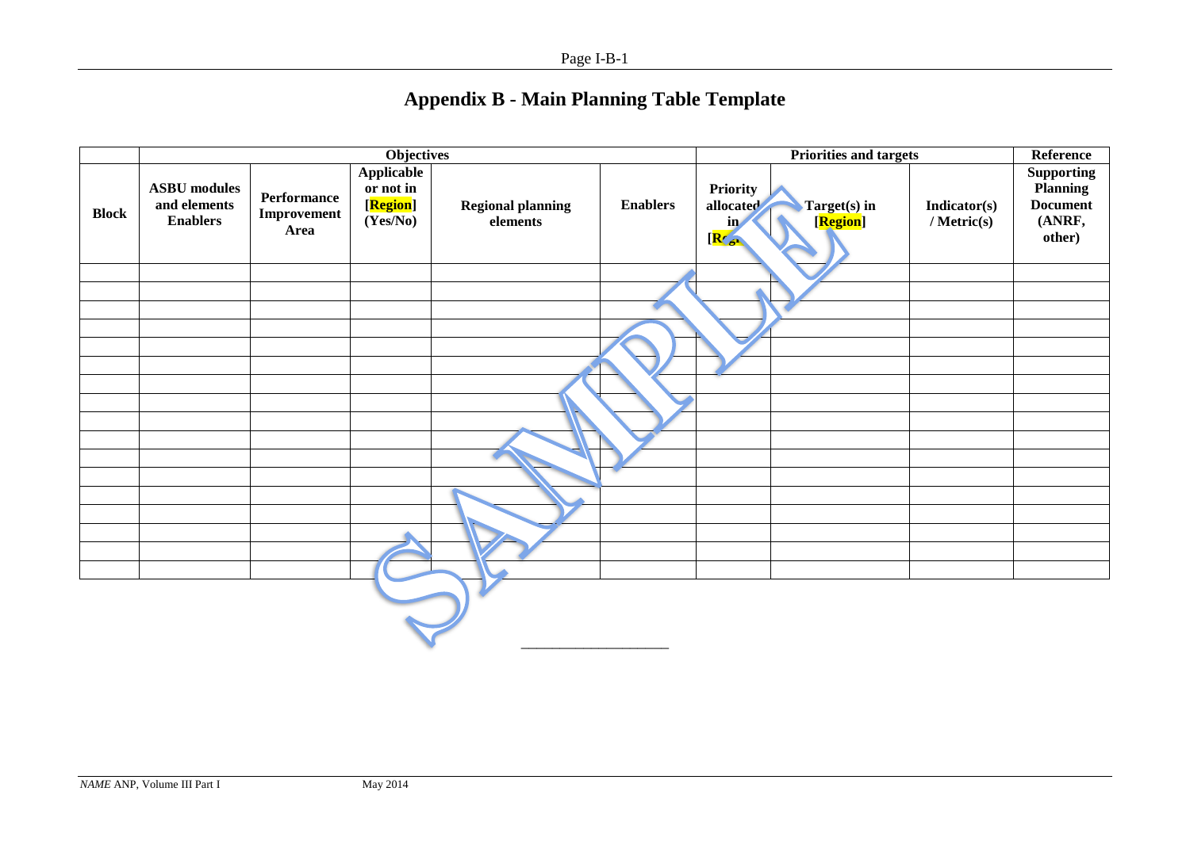# Appendix B - Main Planning Table Template

| | Objectives | | | | | Priorities and targets | | | Reference |
|---|---|---|---|---|---|---|---|---|---|
| **Block** | **ASBU modules and elements Enablers** | **Performance Improvement Area** | **Applicable or not in [Region] (Yes/No)** | **Regional planning elements** | **Enablers** | **Priority allocated in [Region]** | **Target(s) in [Region]** | **Indicator(s) / Metric(s)** | **Supporting Planning Document (ANRF, other)** |
| | | | | | | | | | |
| | | | | | | | | | |
| | | | | | | | | | |
| | | | | | | | | | |
| | | | | | | | | | |
| | | | | | | | | | |
| | | | | | | | | | |
| | | | | | | | | | |
| | | | | | | | | | |
| | | | | | | | | | |
| | | | | | | | | | |
| | | | | | | | | | |
| | | | | | | | | | |
| | | | | | | | | | |
| | | | | | | | | | |
| | | | | | | | | | |
| | | | | | | | | | |

SAMPLE

_____________________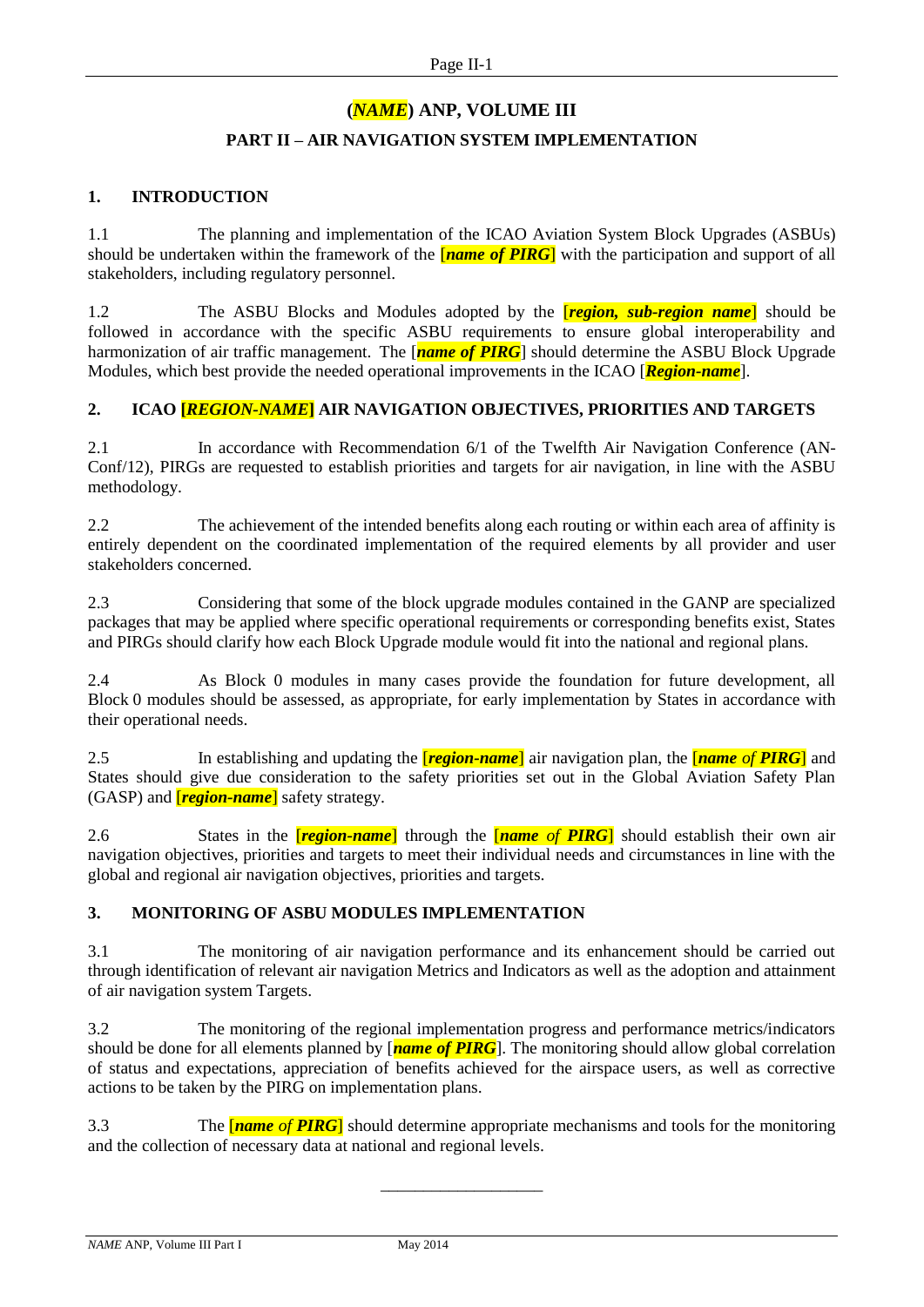# (*NAME*) ANP, VOLUME III

## PART II – AIR NAVIGATION SYSTEM IMPLEMENTATION

### 1. INTRODUCTION

1.1 The planning and implementation of the ICAO Aviation System Block Upgrades (ASBUs) should be undertaken within the framework of the [***name of PIRG***] with the participation and support of all stakeholders, including regulatory personnel.

1.2 The ASBU Blocks and Modules adopted by the [***region, sub-region name***] should be followed in accordance with the specific ASBU requirements to ensure global interoperability and harmonization of air traffic management. The [***name of PIRG***] should determine the ASBU Block Upgrade Modules, which best provide the needed operational improvements in the ICAO [***Region-name***].

### 2. ICAO [*REGION-NAME*] AIR NAVIGATION OBJECTIVES, PRIORITIES AND TARGETS

2.1 In accordance with Recommendation 6/1 of the Twelfth Air Navigation Conference (AN-Conf/12), PIRGs are requested to establish priorities and targets for air navigation, in line with the ASBU methodology.

2.2 The achievement of the intended benefits along each routing or within each area of affinity is entirely dependent on the coordinated implementation of the required elements by all provider and user stakeholders concerned.

2.3 Considering that some of the block upgrade modules contained in the GANP are specialized packages that may be applied where specific operational requirements or corresponding benefits exist, States and PIRGs should clarify how each Block Upgrade module would fit into the national and regional plans.

2.4 As Block 0 modules in many cases provide the foundation for future development, all Block 0 modules should be assessed, as appropriate, for early implementation by States in accordance with their operational needs.

2.5 In establishing and updating the [***region-name***] air navigation plan, the [***name of PIRG***] and States should give due consideration to the safety priorities set out in the Global Aviation Safety Plan (GASP) and [***region-name***] safety strategy.

2.6 States in the [***region-name***] through the [***name of PIRG***] should establish their own air navigation objectives, priorities and targets to meet their individual needs and circumstances in line with the global and regional air navigation objectives, priorities and targets.

### 3. MONITORING OF ASBU MODULES IMPLEMENTATION

3.1 The monitoring of air navigation performance and its enhancement should be carried out through identification of relevant air navigation Metrics and Indicators as well as the adoption and attainment of air navigation system Targets.

3.2 The monitoring of the regional implementation progress and performance metrics/indicators should be done for all elements planned by [***name of PIRG***]. The monitoring should allow global correlation of status and expectations, appreciation of benefits achieved for the airspace users, as well as corrective actions to be taken by the PIRG on implementation plans.

3.3 The [***name of PIRG***] should determine appropriate mechanisms and tools for the monitoring and the collection of necessary data at national and regional levels.

---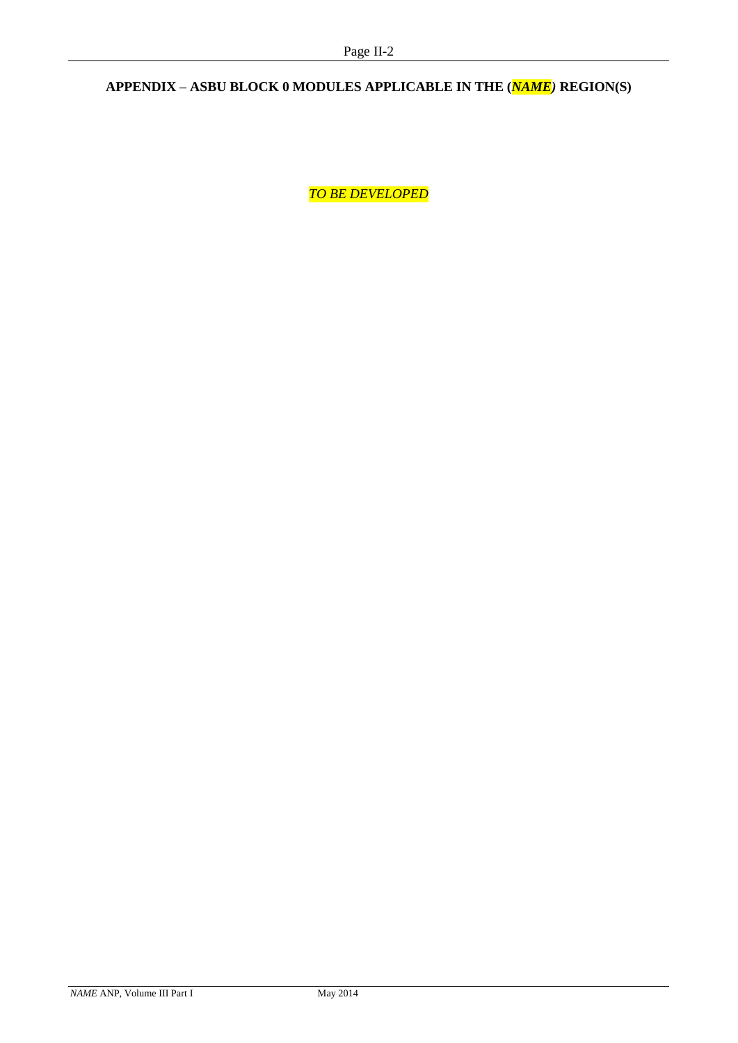## APPENDIX – ASBU BLOCK 0 MODULES APPLICABLE IN THE (*NAME*) REGION(S)

*TO BE DEVELOPED*